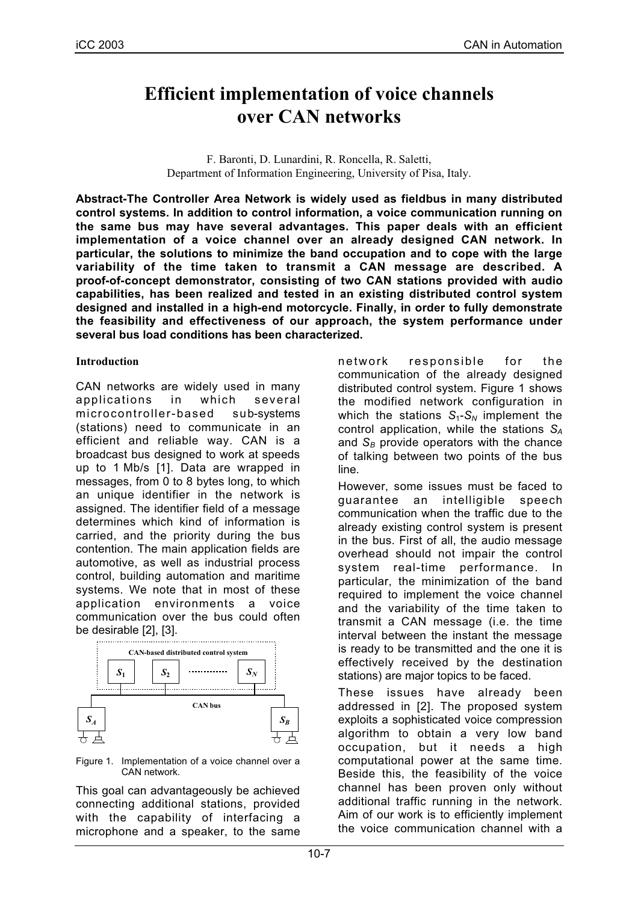# Efficient implementation of voice channels over CAN networks

F. Baronti, D. Lunardini, R. Roncella, R. Saletti,
Department of Information Engineering, University of Pisa, Italy.

**Abstract-The Controller Area Network is widely used as fieldbus in many distributed control systems. In addition to control information, a voice communication running on the same bus may have several advantages. This paper deals with an efficient implementation of a voice channel over an already designed CAN network. In particular, the solutions to minimize the band occupation and to cope with the large variability of the time taken to transmit a CAN message are described. A proof-of-concept demonstrator, consisting of two CAN stations provided with audio capabilities, has been realized and tested in an existing distributed control system designed and installed in a high-end motorcycle. Finally, in order to fully demonstrate the feasibility and effectiveness of our approach, the system performance under several bus load conditions has been characterized.**

## Introduction

CAN networks are widely used in many applications in which several microcontroller-based sub-systems (stations) need to communicate in an efficient and reliable way. CAN is a broadcast bus designed to work at speeds up to 1 Mb/s [1]. Data are wrapped in messages, from 0 to 8 bytes long, to which an unique identifier in the network is assigned. The identifier field of a message determines which kind of information is carried, and the priority during the bus contention. The main application fields are automotive, as well as industrial process control, building automation and maritime systems. We note that in most of these application environments a voice communication over the bus could often be desirable [2], [3].

Figure 1. Implementation of a voice channel over a CAN network.

This goal can advantageously be achieved connecting additional stations, provided with the capability of interfacing a microphone and a speaker, to the same network responsible for the communication of the already designed distributed control system. Figure 1 shows the modified network configuration in which the stations $S_1$-$S_N$ implement the control application, while the stations $S_A$ and $S_B$ provide operators with the chance of talking between two points of the bus line.

However, some issues must be faced to guarantee an intelligible speech communication when the traffic due to the already existing control system is present in the bus. First of all, the audio message overhead should not impair the control system real-time performance. In particular, the minimization of the band required to implement the voice channel and the variability of the time taken to transmit a CAN message (i.e. the time interval between the instant the message is ready to be transmitted and the one it is effectively received by the destination stations) are major topics to be faced.

These issues have already been addressed in [2]. The proposed system exploits a sophisticated voice compression algorithm to obtain a very low band occupation, but it needs a high computational power at the same time. Beside this, the feasibility of the voice channel has been proven only without additional traffic running in the network. Aim of our work is to efficiently implement the voice communication channel with a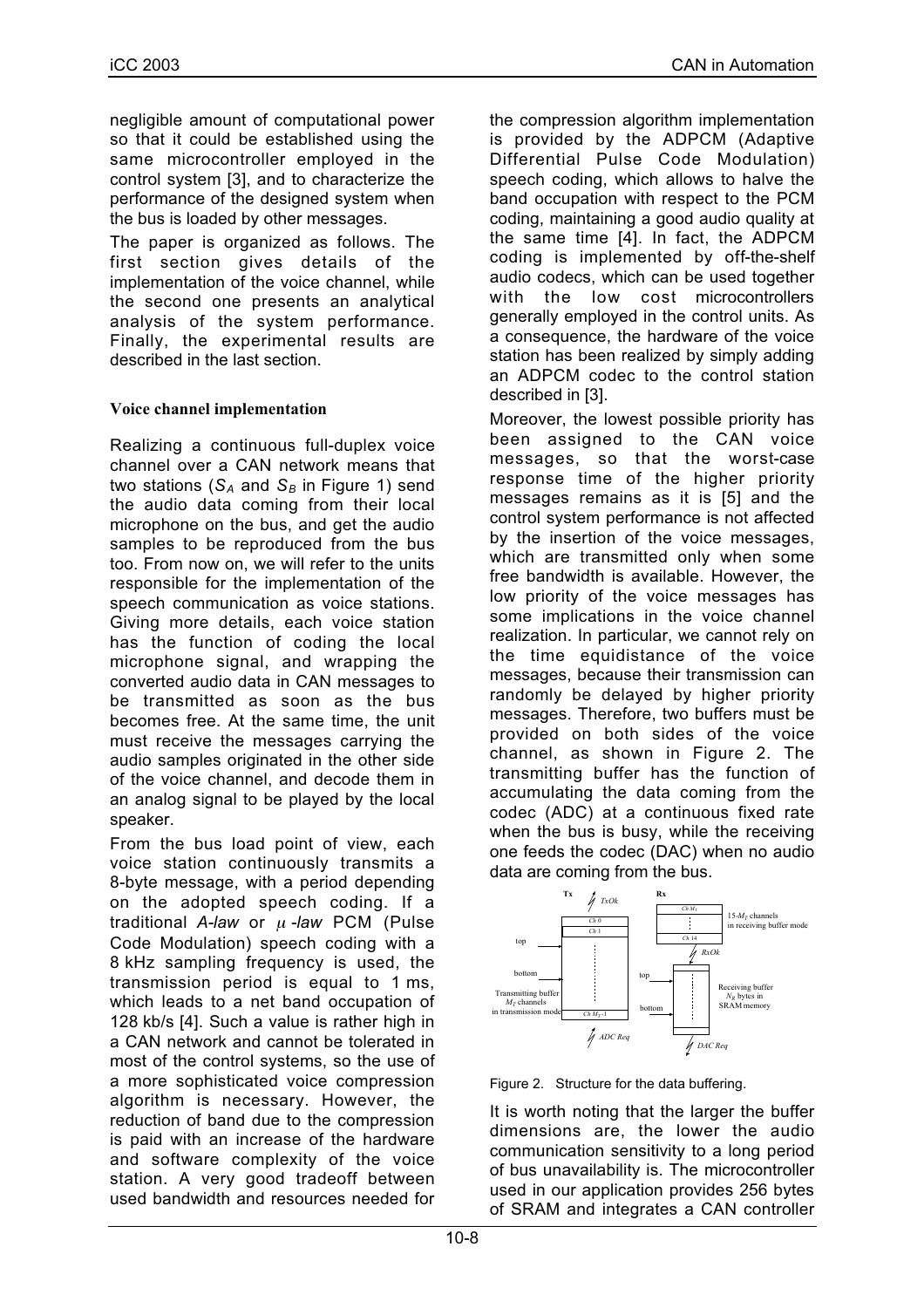negligible amount of computational power so that it could be established using the same microcontroller employed in the control system [3], and to characterize the performance of the designed system when the bus is loaded by other messages.

The paper is organized as follows. The first section gives details of the implementation of the voice channel, while the second one presents an analytical analysis of the system performance. Finally, the experimental results are described in the last section.

## Voice channel implementation

Realizing a continuous full-duplex voice channel over a CAN network means that two stations ($S_A$ and $S_B$ in Figure 1) send the audio data coming from their local microphone on the bus, and get the audio samples to be reproduced from the bus too. From now on, we will refer to the units responsible for the implementation of the speech communication as voice stations. Giving more details, each voice station has the function of coding the local microphone signal, and wrapping the converted audio data in CAN messages to be transmitted as soon as the bus becomes free. At the same time, the unit must receive the messages carrying the audio samples originated in the other side of the voice channel, and decode them in an analog signal to be played by the local speaker.

From the bus load point of view, each voice station continuously transmits a 8-byte message, with a period depending on the adopted speech coding. If a traditional *A-law* or *μ-law* PCM (Pulse Code Modulation) speech coding with a 8 kHz sampling frequency is used, the transmission period is equal to 1 ms, which leads to a net band occupation of 128 kb/s [4]. Such a value is rather high in a CAN network and cannot be tolerated in most of the control systems, so the use of a more sophisticated voice compression algorithm is necessary. However, the reduction of band due to the compression is paid with an increase of the hardware and software complexity of the voice station. A very good tradeoff between used bandwidth and resources needed for the compression algorithm implementation is provided by the ADPCM (Adaptive Differential Pulse Code Modulation) speech coding, which allows to halve the band occupation with respect to the PCM coding, maintaining a good audio quality at the same time [4]. In fact, the ADPCM coding is implemented by off-the-shelf audio codecs, which can be used together with the low cost microcontrollers generally employed in the control units. As a consequence, the hardware of the voice station has been realized by simply adding an ADPCM codec to the control station described in [3].

Moreover, the lowest possible priority has been assigned to the CAN voice messages, so that the worst-case response time of the higher priority messages remains as it is [5] and the control system performance is not affected by the insertion of the voice messages, which are transmitted only when some free bandwidth is available. However, the low priority of the voice messages has some implications in the voice channel realization. In particular, we cannot rely on the time equidistance of the voice messages, because their transmission can randomly be delayed by higher priority messages. Therefore, two buffers must be provided on both sides of the voice channel, as shown in Figure 2. The transmitting buffer has the function of accumulating the data coming from the codec (ADC) at a continuous fixed rate when the bus is busy, while the receiving one feeds the codec (DAC) when no audio data are coming from the bus.

Figure 2. Structure for the data buffering.

It is worth noting that the larger the buffer dimensions are, the lower the audio communication sensitivity to a long period of bus unavailability is. The microcontroller used in our application provides 256 bytes of SRAM and integrates a CAN controller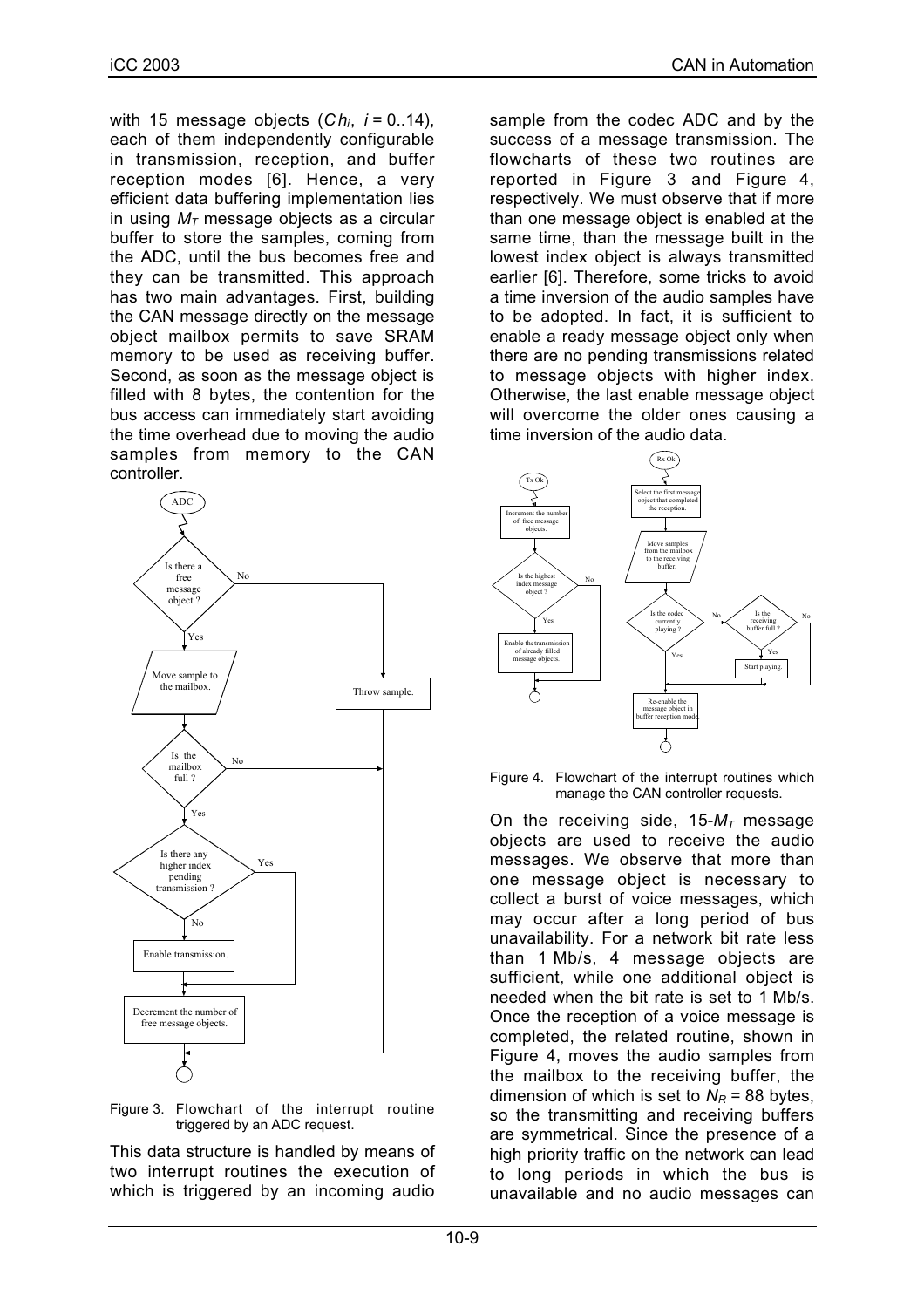with 15 message objects ($Ch_i$, $i = 0..14$), each of them independently configurable in transmission, reception, and buffer reception modes [6]. Hence, a very efficient data buffering implementation lies in using $M_T$ message objects as a circular buffer to store the samples, coming from the ADC, until the bus becomes free and they can be transmitted. This approach has two main advantages. First, building the CAN message directly on the message object mailbox permits to save SRAM memory to be used as receiving buffer. Second, as soon as the message object is filled with 8 bytes, the contention for the bus access can immediately start avoiding the time overhead due to moving the audio samples from memory to the CAN controller.

Figure 3. Flowchart of the interrupt routine triggered by an ADC request.

This data structure is handled by means of two interrupt routines the execution of which is triggered by an incoming audio sample from the codec ADC and by the success of a message transmission. The flowcharts of these two routines are reported in Figure 3 and Figure 4, respectively. We must observe that if more than one message object is enabled at the same time, than the message built in the lowest index object is always transmitted earlier [6]. Therefore, some tricks to avoid a time inversion of the audio samples have to be adopted. In fact, it is sufficient to enable a ready message object only when there are no pending transmissions related to message objects with higher index. Otherwise, the last enable message object will overcome the older ones causing a time inversion of the audio data.

Figure 4. Flowchart of the interrupt routines which manage the CAN controller requests.

On the receiving side, 15-$M_T$ message objects are used to receive the audio messages. We observe that more than one message object is necessary to collect a burst of voice messages, which may occur after a long period of bus unavailability. For a network bit rate less than 1 Mb/s, 4 message objects are sufficient, while one additional object is needed when the bit rate is set to 1 Mb/s. Once the reception of a voice message is completed, the related routine, shown in Figure 4, moves the audio samples from the mailbox to the receiving buffer, the dimension of which is set to $N_R$ = 88 bytes, so the transmitting and receiving buffers are symmetrical. Since the presence of a high priority traffic on the network can lead to long periods in which the bus is unavailable and no audio messages can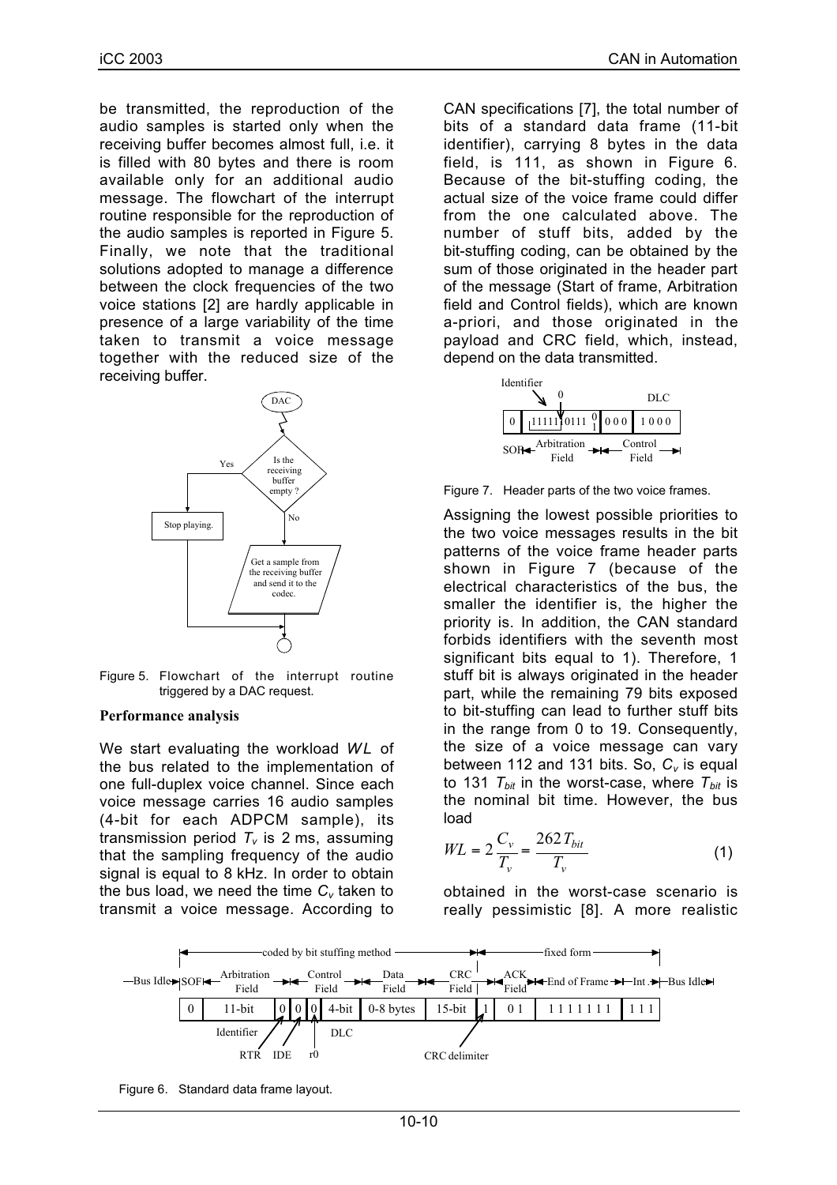be transmitted, the reproduction of the audio samples is started only when the receiving buffer becomes almost full, i.e. it is filled with 80 bytes and there is room available only for an additional audio message. The flowchart of the interrupt routine responsible for the reproduction of the audio samples is reported in Figure 5. Finally, we note that the traditional solutions adopted to manage a difference between the clock frequencies of the two voice stations [2] are hardly applicable in presence of a large variability of the time taken to transmit a voice message together with the reduced size of the receiving buffer.

Figure 5. Flowchart of the interrupt routine triggered by a DAC request.

**Performance analysis**

We start evaluating the workload $WL$ of the bus related to the implementation of one full-duplex voice channel. Since each voice message carries 16 audio samples (4-bit for each ADPCM sample), its transmission period $T_v$ is 2 ms, assuming that the sampling frequency of the audio signal is equal to 8 kHz. In order to obtain the bus load, we need the time $C_v$ taken to transmit a voice message. According to CAN specifications [7], the total number of bits of a standard data frame (11-bit identifier), carrying 8 bytes in the data field, is 111, as shown in Figure 6. Because of the bit-stuffing coding, the actual size of the voice frame could differ from the one calculated above. The number of stuff bits, added by the bit-stuffing coding, can be obtained by the sum of those originated in the header part of the message (Start of frame, Arbitration field and Control fields), which are known a-priori, and those originated in the payload and CRC field, which, instead, depend on the data transmitted.

Figure 7. Header parts of the two voice frames.

Assigning the lowest possible priorities to the two voice messages results in the bit patterns of the voice frame header parts shown in Figure 7 (because of the electrical characteristics of the bus, the smaller the identifier is, the higher the priority is. In addition, the CAN standard forbids identifiers with the seventh most significant bits equal to 1). Therefore, 1 stuff bit is always originated in the header part, while the remaining 79 bits exposed to bit-stuffing can lead to further stuff bits in the range from 0 to 19. Consequently, the size of a voice message can vary between 112 and 131 bits. So, $C_v$ is equal to 131 $T_{bit}$ in the worst-case, where $T_{bit}$ is the nominal bit time. However, the bus load

$$WL = 2\frac{C_v}{T_v} = \frac{262\,T_{bit}}{T_v} \tag{1}$$

obtained in the worst-case scenario is really pessimistic [8]. A more realistic

Figure 6. Standard data frame layout.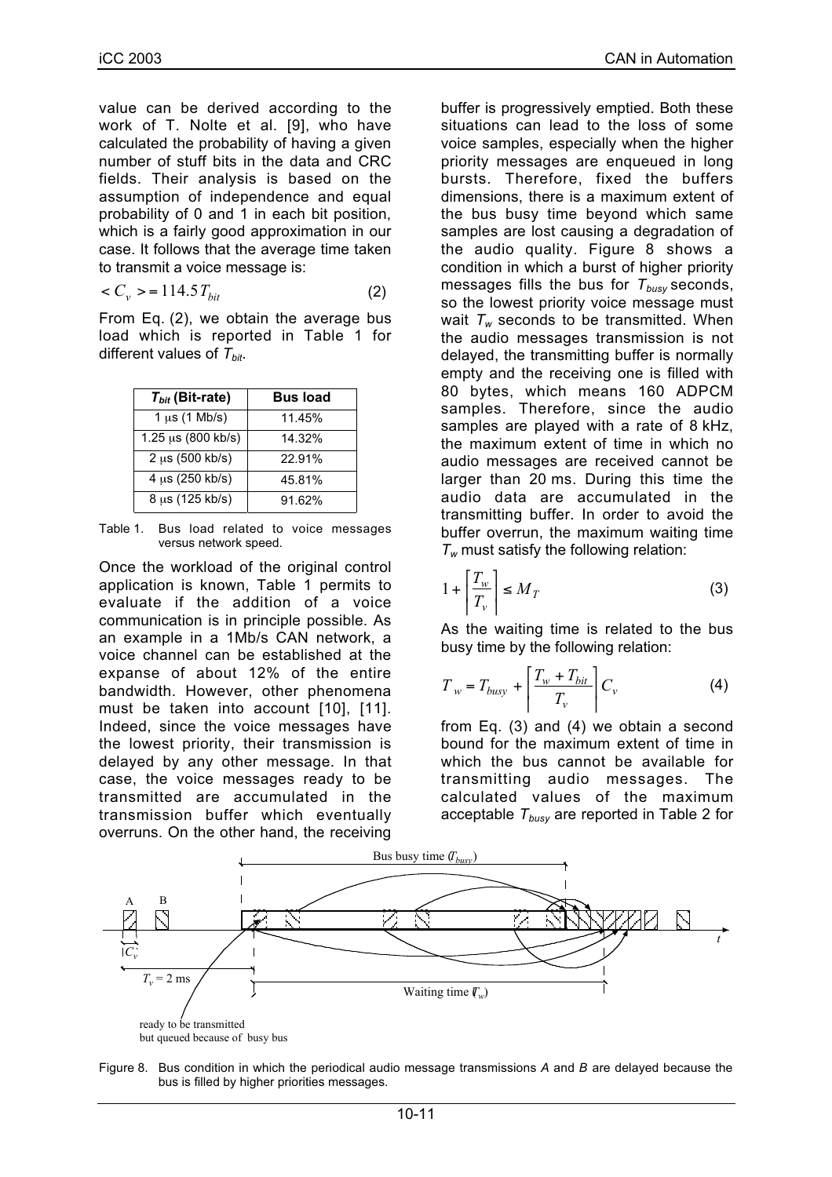value can be derived according to the work of T. Nolte et al. [9], who have calculated the probability of having a given number of stuff bits in the data and CRC fields. Their analysis is based on the assumption of independence and equal probability of 0 and 1 in each bit position, which is a fairly good approximation in our case. It follows that the average time taken to transmit a voice message is:

$$< C_v > = 114.5\,T_{bit} \tag{2}$$

From Eq. (2), we obtain the average bus load which is reported in Table 1 for different values of $T_{bit}$.

| $T_{bit}$ (Bit-rate) | Bus load |
|---|---|
| 1 μs (1 Mb/s) | 11.45% |
| 1.25 μs (800 kb/s) | 14.32% |
| 2 μs (500 kb/s) | 22.91% |
| 4 μs (250 kb/s) | 45.81% |
| 8 μs (125 kb/s) | 91.62% |

Table 1. Bus load related to voice messages versus network speed.

Once the workload of the original control application is known, Table 1 permits to evaluate if the addition of a voice communication is in principle possible. As an example in a 1Mb/s CAN network, a voice channel can be established at the expanse of about 12% of the entire bandwidth. However, other phenomena must be taken into account [10], [11]. Indeed, since the voice messages have the lowest priority, their transmission is delayed by any other message. In that case, the voice messages ready to be transmitted are accumulated in the transmission buffer which eventually overruns. On the other hand, the receiving buffer is progressively emptied. Both these situations can lead to the loss of some voice samples, especially when the higher priority messages are enqueued in long bursts. Therefore, fixed the buffers dimensions, there is a maximum extent of the bus busy time beyond which same samples are lost causing a degradation of the audio quality. Figure 8 shows a condition in which a burst of higher priority messages fills the bus for $T_{busy}$ seconds, so the lowest priority voice message must wait $T_w$ seconds to be transmitted. When the audio messages transmission is not delayed, the transmitting buffer is normally empty and the receiving one is filled with 80 bytes, which means 160 ADPCM samples. Therefore, since the audio samples are played with a rate of 8 kHz, the maximum extent of time in which no audio messages are received cannot be larger than 20 ms. During this time the audio data are accumulated in the transmitting buffer. In order to avoid the buffer overrun, the maximum waiting time $T_w$ must satisfy the following relation:

$$1 + \left\lceil \frac{T_w}{T_v} \right\rceil \leq M_T \tag{3}$$

As the waiting time is related to the bus busy time by the following relation:

$$T_w = T_{busy} + \left\lceil \frac{T_w + T_{bit}}{T_v} \right\rceil C_v \tag{4}$$

from Eq. (3) and (4) we obtain a second bound for the maximum extent of time in which the bus cannot be available for transmitting audio messages. The calculated values of the maximum acceptable $T_{busy}$ are reported in Table 2 for

Figure 8. Bus condition in which the periodical audio message transmissions *A* and *B* are delayed because the bus is filled by higher priorities messages.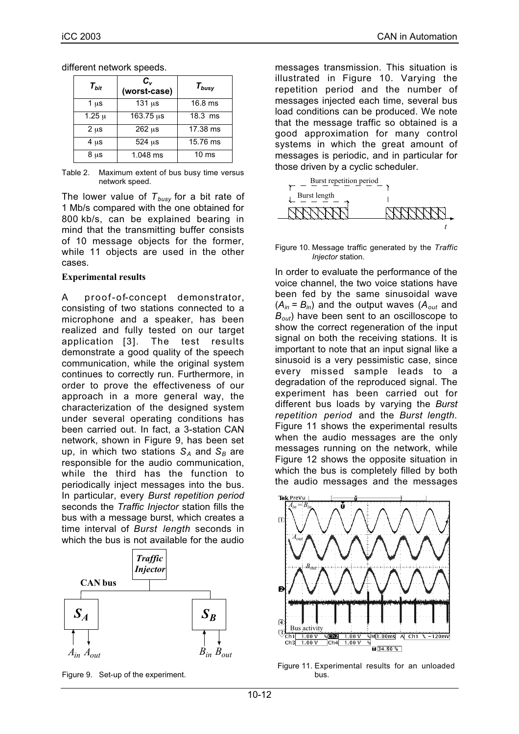different network speeds.

| $T_{bit}$ | $C_v$ (worst-case) | $T_{busy}$ |
|---|---|---|
| 1 μs | 131 μs | 16.8 ms |
| 1.25 μ | 163.75 μs | 18.3 ms |
| 2 μs | 262 μs | 17.38 ms |
| 4 μs | 524 μs | 15.76 ms |
| 8 μs | 1.048 ms | 10 ms |

Table 2. Maximum extent of bus busy time versus network speed.

The lower value of $T_{busy}$ for a bit rate of 1 Mb/s compared with the one obtained for 800 kb/s, can be explained bearing in mind that the transmitting buffer consists of 10 message objects for the former, while 11 objects are used in the other cases.

**Experimental results**

A proof-of-concept demonstrator, consisting of two stations connected to a microphone and a speaker, has been realized and fully tested on our target application [3]. The test results demonstrate a good quality of the speech communication, while the original system continues to correctly run. Furthermore, in order to prove the effectiveness of our approach in a more general way, the characterization of the designed system under several operating conditions has been carried out. In fact, a 3-station CAN network, shown in Figure 9, has been set up, in which two stations $S_A$ and $S_B$ are responsible for the audio communication, while the third has the function to periodically inject messages into the bus. In particular, every *Burst repetition period* seconds the *Traffic Injector* station fills the bus with a message burst, which creates a time interval of *Burst length* seconds in which the bus is not available for the audio messages transmission. This situation is illustrated in Figure 10. Varying the repetition period and the number of messages injected each time, several bus load conditions can be produced. We note that the message traffic so obtained is a good approximation for many control systems in which the great amount of messages is periodic, and in particular for those driven by a cyclic scheduler.

Figure 9. Set-up of the experiment.

Figure 10. Message traffic generated by the *Traffic Injector* station.

In order to evaluate the performance of the voice channel, the two voice stations have been fed by the same sinusoidal wave ($A_{in} = B_{in}$) and the output waves ($A_{out}$ and $B_{out}$) have been sent to an oscilloscope to show the correct regeneration of the input signal on both the receiving stations. It is important to note that an input signal like a sinusoid is a very pessimistic case, since every missed sample leads to a degradation of the reproduced signal. The experiment has been carried out for different bus loads by varying the *Burst repetition period* and the *Burst length*. Figure 11 shows the experimental results when the audio messages are the only messages running on the network, while Figure 12 shows the opposite situation in which the bus is completely filled by both the audio messages and the messages

Figure 11. Experimental results for an unloaded bus.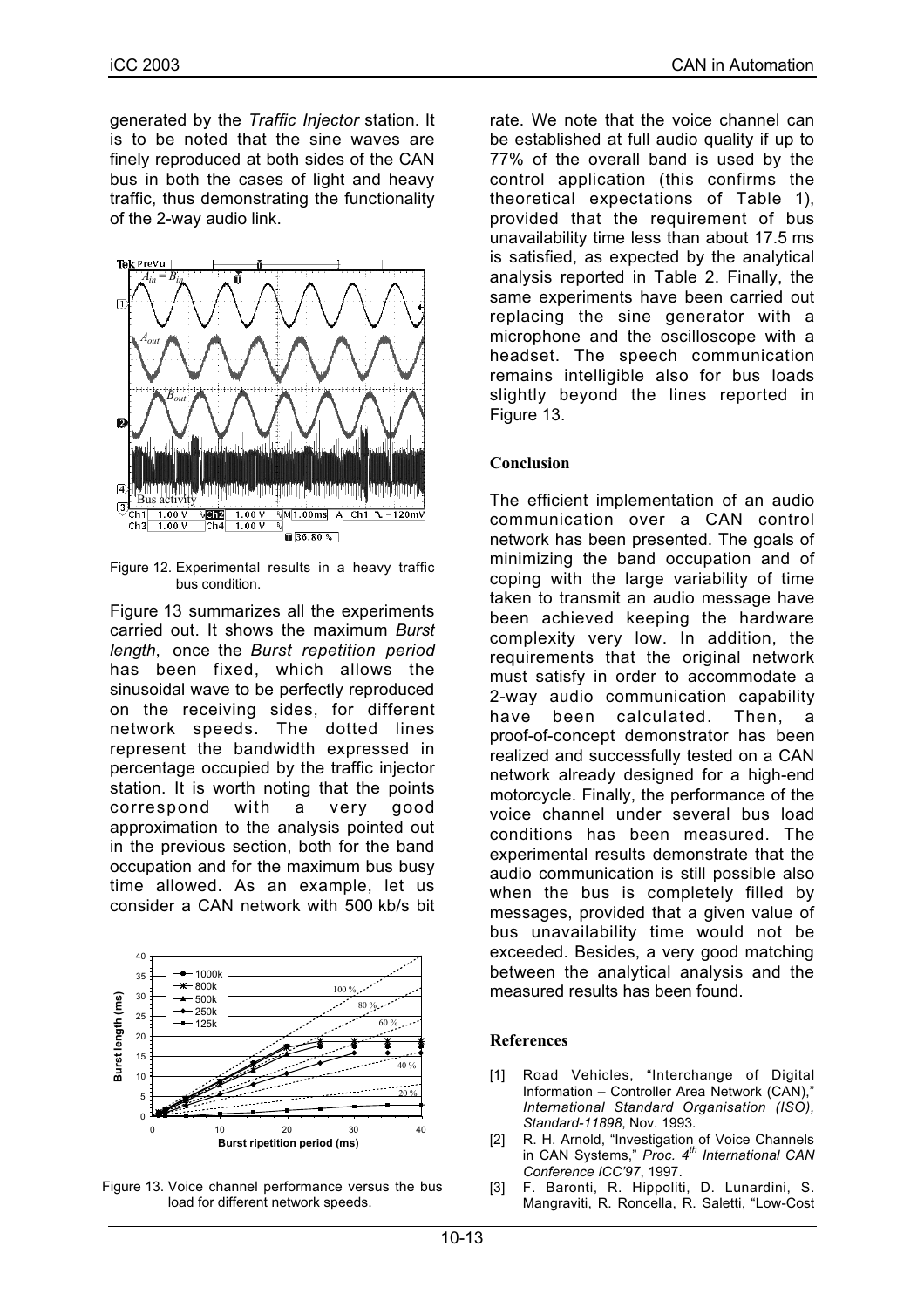generated by the *Traffic Injector* station. It is to be noted that the sine waves are finely reproduced at both sides of the CAN bus in both the cases of light and heavy traffic, thus demonstrating the functionality of the 2-way audio link.

Figure 12. Experimental results in a heavy traffic bus condition.

Figure 13 summarizes all the experiments carried out. It shows the maximum *Burst length*, once the *Burst repetition period* has been fixed, which allows the sinusoidal wave to be perfectly reproduced on the receiving sides, for different network speeds. The dotted lines represent the bandwidth expressed in percentage occupied by the traffic injector station. It is worth noting that the points correspond with a very good approximation to the analysis pointed out in the previous section, both for the band occupation and for the maximum bus busy time allowed. As an example, let us consider a CAN network with 500 kb/s bit

Figure 13. Voice channel performance versus the bus load for different network speeds.

rate. We note that the voice channel can be established at full audio quality if up to 77% of the overall band is used by the control application (this confirms the theoretical expectations of Table 1), provided that the requirement of bus unavailability time less than about 17.5 ms is satisfied, as expected by the analytical analysis reported in Table 2. Finally, the same experiments have been carried out replacing the sine generator with a microphone and the oscilloscope with a headset. The speech communication remains intelligible also for bus loads slightly beyond the lines reported in Figure 13.

## Conclusion

The efficient implementation of an audio communication over a CAN control network has been presented. The goals of minimizing the band occupation and of coping with the large variability of time taken to transmit an audio message have been achieved keeping the hardware complexity very low. In addition, the requirements that the original network must satisfy in order to accommodate a 2-way audio communication capability have been calculated. Then, a proof-of-concept demonstrator has been realized and successfully tested on a CAN network already designed for a high-end motorcycle. Finally, the performance of the voice channel under several bus load conditions has been measured. The experimental results demonstrate that the audio communication is still possible also when the bus is completely filled by messages, provided that a given value of bus unavailability time would not be exceeded. Besides, a very good matching between the analytical analysis and the measured results has been found.

## References

[1] Road Vehicles, "Interchange of Digital Information – Controller Area Network (CAN)," *International Standard Organisation (ISO), Standard-11898*, Nov. 1993.

[2] R. H. Arnold, "Investigation of Voice Channels in CAN Systems," *Proc. 4th International CAN Conference ICC'97*, 1997.

[3] F. Baronti, R. Hippoliti, D. Lunardini, S. Mangraviti, R. Roncella, R. Saletti, "Low-Cost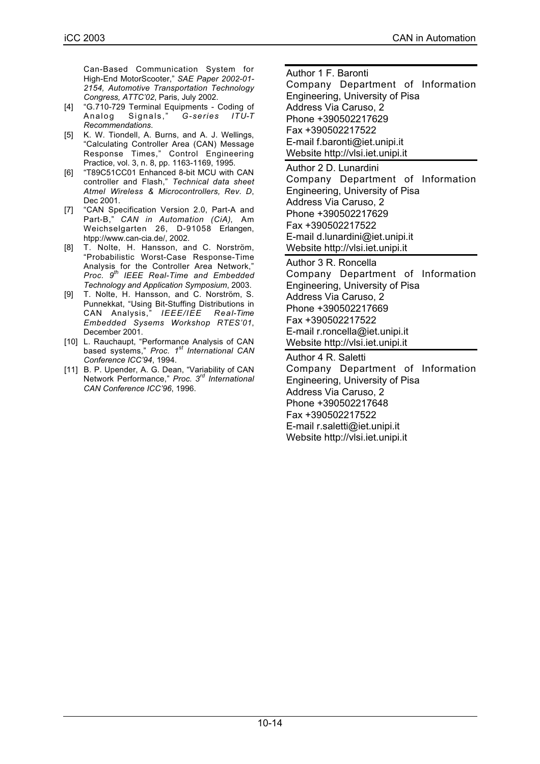Can-Based Communication System for High-End MotorScooter," *SAE Paper 2002-01-2154, Automotive Transportation Technology Congress, ATTC'02*, Paris, July 2002.

[4] "G.710-729 Terminal Equipments - Coding of Analog Signals," *G-series ITU-T Recommendations*.

[5] K. W. Tiondell, A. Burns, and A. J. Wellings, "Calculating Controller Area (CAN) Message Response Times," Control Engineering Practice, vol. 3, n. 8, pp. 1163-1169, 1995.

[6] "T89C51CC01 Enhanced 8-bit MCU with CAN controller and Flash," *Technical data sheet Atmel Wireless & Microcontrollers, Rev. D*, Dec 2001.

[7] "CAN Specification Version 2.0, Part-A and Part-B," *CAN in Automation (CiA)*, Am Weichselgarten 26, D-91058 Erlangen, htpp://www.can-cia.de/, 2002.

[8] T. Nolte, H. Hansson, and C. Norström, "Probabilistic Worst-Case Response-Time Analysis for the Controller Area Network," *Proc. 9th IEEE Real-Time and Embedded Technology and Application Symposium*, 2003.

[9] T. Nolte, H. Hansson, and C. Norström, S. Punnekkat, "Using Bit-Stuffing Distributions in CAN Analysis," *IEEE/IEE Real-Time Embedded Sysems Workshop RTES'01*, December 2001.

[10] L. Rauchaupt, "Performance Analysis of CAN based systems," *Proc. 1st International CAN Conference ICC'94*, 1994.

[11] B. P. Upender, A. G. Dean, "Variability of CAN Network Performance," *Proc. 3rd International CAN Conference ICC'96*, 1996.

Author 1 F. Baronti
Company Department of Information Engineering, University of Pisa
Address Via Caruso, 2
Phone +390502217629
Fax +390502217522
E-mail f.baronti@iet.unipi.it
Website http://vlsi.iet.unipi.it

Author 2 D. Lunardini
Company Department of Information Engineering, University of Pisa
Address Via Caruso, 2
Phone +390502217629
Fax +390502217522
E-mail d.lunardini@iet.unipi.it
Website http://vlsi.iet.unipi.it

Author 3 R. Roncella
Company Department of Information Engineering, University of Pisa
Address Via Caruso, 2
Phone +390502217669
Fax +390502217522
E-mail r.roncella@iet.unipi.it
Website http://vlsi.iet.unipi.it

Author 4 R. Saletti
Company Department of Information Engineering, University of Pisa
Address Via Caruso, 2
Phone +390502217648
Fax +390502217522
E-mail r.saletti@iet.unipi.it
Website http://vlsi.iet.unipi.it